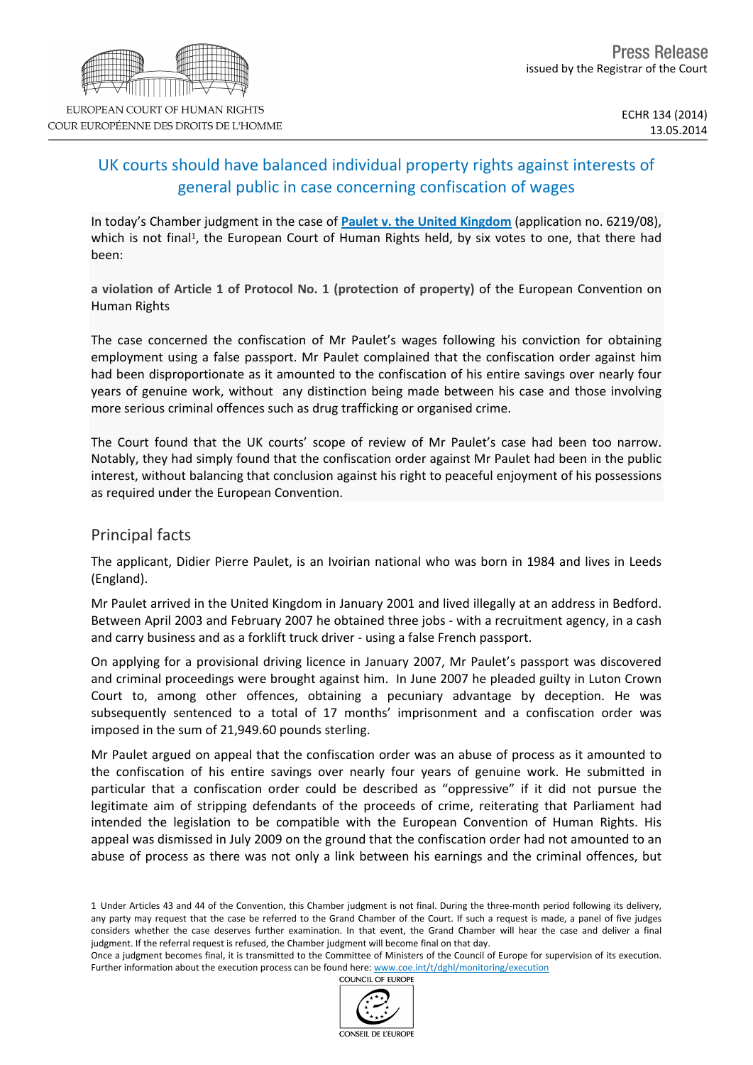EUROPEAN COURT OF HUMAN RIGHTS
COUR EUROPÉENNE DES DROITS DE L'HOMME

Press Release
issued by the Registrar of the Court

ECHR 134 (2014)
13.05.2014

# UK courts should have balanced individual property rights against interests of general public in case concerning confiscation of wages

In today's Chamber judgment in the case of **Paulet v. the United Kingdom** (application no. 6219/08), which is not final[1], the European Court of Human Rights held, by six votes to one, that there had been:

**a violation of Article 1 of Protocol No. 1 (protection of property)** of the European Convention on Human Rights

The case concerned the confiscation of Mr Paulet's wages following his conviction for obtaining employment using a false passport. Mr Paulet complained that the confiscation order against him had been disproportionate as it amounted to the confiscation of his entire savings over nearly four years of genuine work, without any distinction being made between his case and those involving more serious criminal offences such as drug trafficking or organised crime.

The Court found that the UK courts' scope of review of Mr Paulet's case had been too narrow. Notably, they had simply found that the confiscation order against Mr Paulet had been in the public interest, without balancing that conclusion against his right to peaceful enjoyment of his possessions as required under the European Convention.

## Principal facts

The applicant, Didier Pierre Paulet, is an Ivoirian national who was born in 1984 and lives in Leeds (England).

Mr Paulet arrived in the United Kingdom in January 2001 and lived illegally at an address in Bedford. Between April 2003 and February 2007 he obtained three jobs - with a recruitment agency, in a cash and carry business and as a forklift truck driver - using a false French passport.

On applying for a provisional driving licence in January 2007, Mr Paulet's passport was discovered and criminal proceedings were brought against him. In June 2007 he pleaded guilty in Luton Crown Court to, among other offences, obtaining a pecuniary advantage by deception. He was subsequently sentenced to a total of 17 months' imprisonment and a confiscation order was imposed in the sum of 21,949.60 pounds sterling.

Mr Paulet argued on appeal that the confiscation order was an abuse of process as it amounted to the confiscation of his entire savings over nearly four years of genuine work. He submitted in particular that a confiscation order could be described as "oppressive" if it did not pursue the legitimate aim of stripping defendants of the proceeds of crime, reiterating that Parliament had intended the legislation to be compatible with the European Convention of Human Rights. His appeal was dismissed in July 2009 on the ground that the confiscation order had not amounted to an abuse of process as there was not only a link between his earnings and the criminal offences, but

1 Under Articles 43 and 44 of the Convention, this Chamber judgment is not final. During the three-month period following its delivery, any party may request that the case be referred to the Grand Chamber of the Court. If such a request is made, a panel of five judges considers whether the case deserves further examination. In that event, the Grand Chamber will hear the case and deliver a final judgment. If the referral request is refused, the Chamber judgment will become final on that day.
Once a judgment becomes final, it is transmitted to the Committee of Ministers of the Council of Europe for supervision of its execution. Further information about the execution process can be found here: www.coe.int/t/dghl/monitoring/execution

COUNCIL OF EUROPE
CONSEIL DE L'EUROPE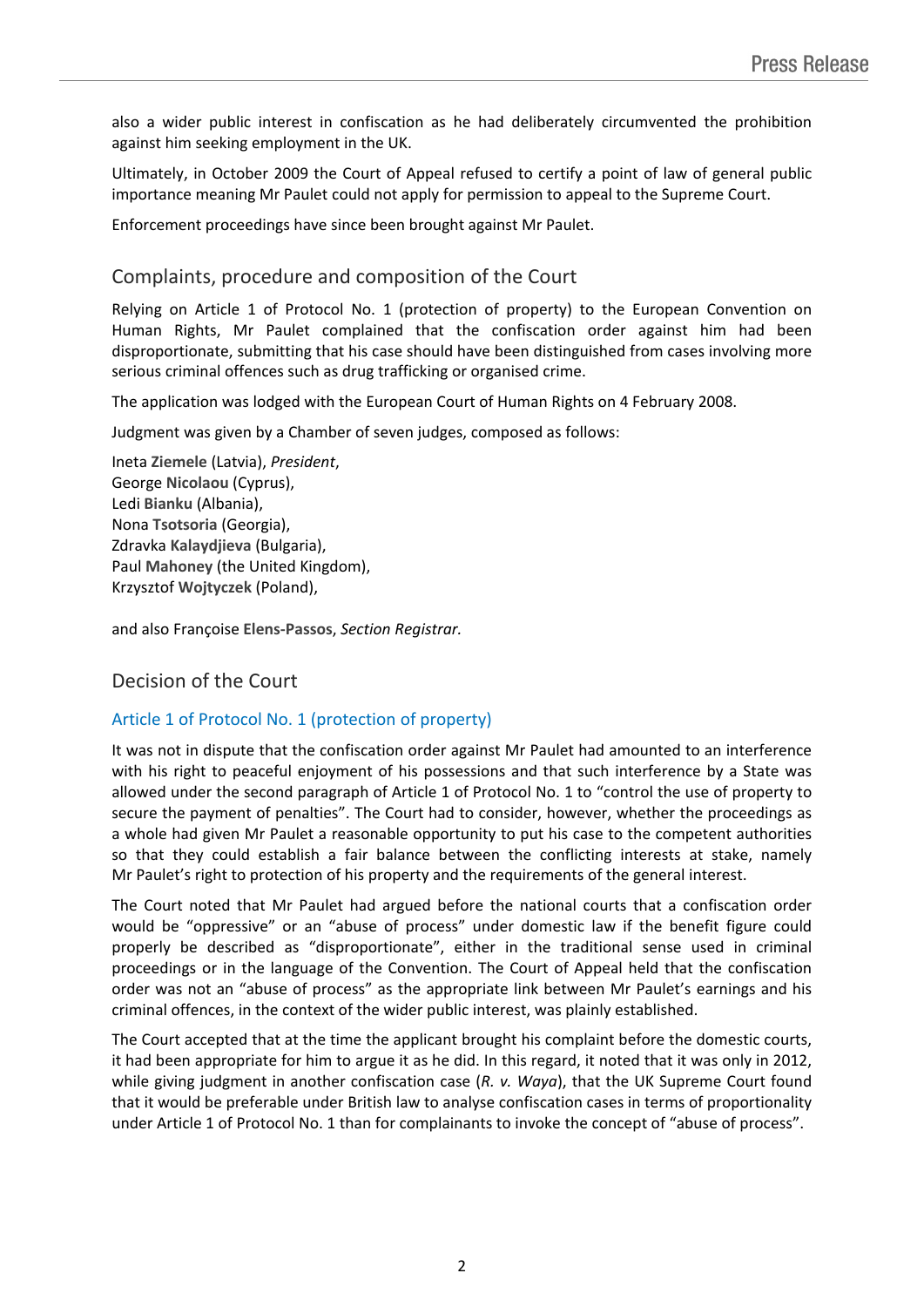also a wider public interest in confiscation as he had deliberately circumvented the prohibition against him seeking employment in the UK.

Ultimately, in October 2009 the Court of Appeal refused to certify a point of law of general public importance meaning Mr Paulet could not apply for permission to appeal to the Supreme Court.

Enforcement proceedings have since been brought against Mr Paulet.

## Complaints, procedure and composition of the Court

Relying on Article 1 of Protocol No. 1 (protection of property) to the European Convention on Human Rights, Mr Paulet complained that the confiscation order against him had been disproportionate, submitting that his case should have been distinguished from cases involving more serious criminal offences such as drug trafficking or organised crime.

The application was lodged with the European Court of Human Rights on 4 February 2008.

Judgment was given by a Chamber of seven judges, composed as follows:

Ineta **Ziemele** (Latvia), *President*,
George **Nicolaou** (Cyprus),
Ledi **Bianku** (Albania),
Nona **Tsotsoria** (Georgia),
Zdravka **Kalaydjieva** (Bulgaria),
Paul **Mahoney** (the United Kingdom),
Krzysztof **Wojtyczek** (Poland),

and also Françoise **Elens-Passos**, *Section Registrar.*

## Decision of the Court

### Article 1 of Protocol No. 1 (protection of property)

It was not in dispute that the confiscation order against Mr Paulet had amounted to an interference with his right to peaceful enjoyment of his possessions and that such interference by a State was allowed under the second paragraph of Article 1 of Protocol No. 1 to "control the use of property to secure the payment of penalties". The Court had to consider, however, whether the proceedings as a whole had given Mr Paulet a reasonable opportunity to put his case to the competent authorities so that they could establish a fair balance between the conflicting interests at stake, namely Mr Paulet's right to protection of his property and the requirements of the general interest.

The Court noted that Mr Paulet had argued before the national courts that a confiscation order would be "oppressive" or an "abuse of process" under domestic law if the benefit figure could properly be described as "disproportionate", either in the traditional sense used in criminal proceedings or in the language of the Convention. The Court of Appeal held that the confiscation order was not an "abuse of process" as the appropriate link between Mr Paulet's earnings and his criminal offences, in the context of the wider public interest, was plainly established.

The Court accepted that at the time the applicant brought his complaint before the domestic courts, it had been appropriate for him to argue it as he did. In this regard, it noted that it was only in 2012, while giving judgment in another confiscation case (*R. v. Waya*), that the UK Supreme Court found that it would be preferable under British law to analyse confiscation cases in terms of proportionality under Article 1 of Protocol No. 1 than for complainants to invoke the concept of "abuse of process".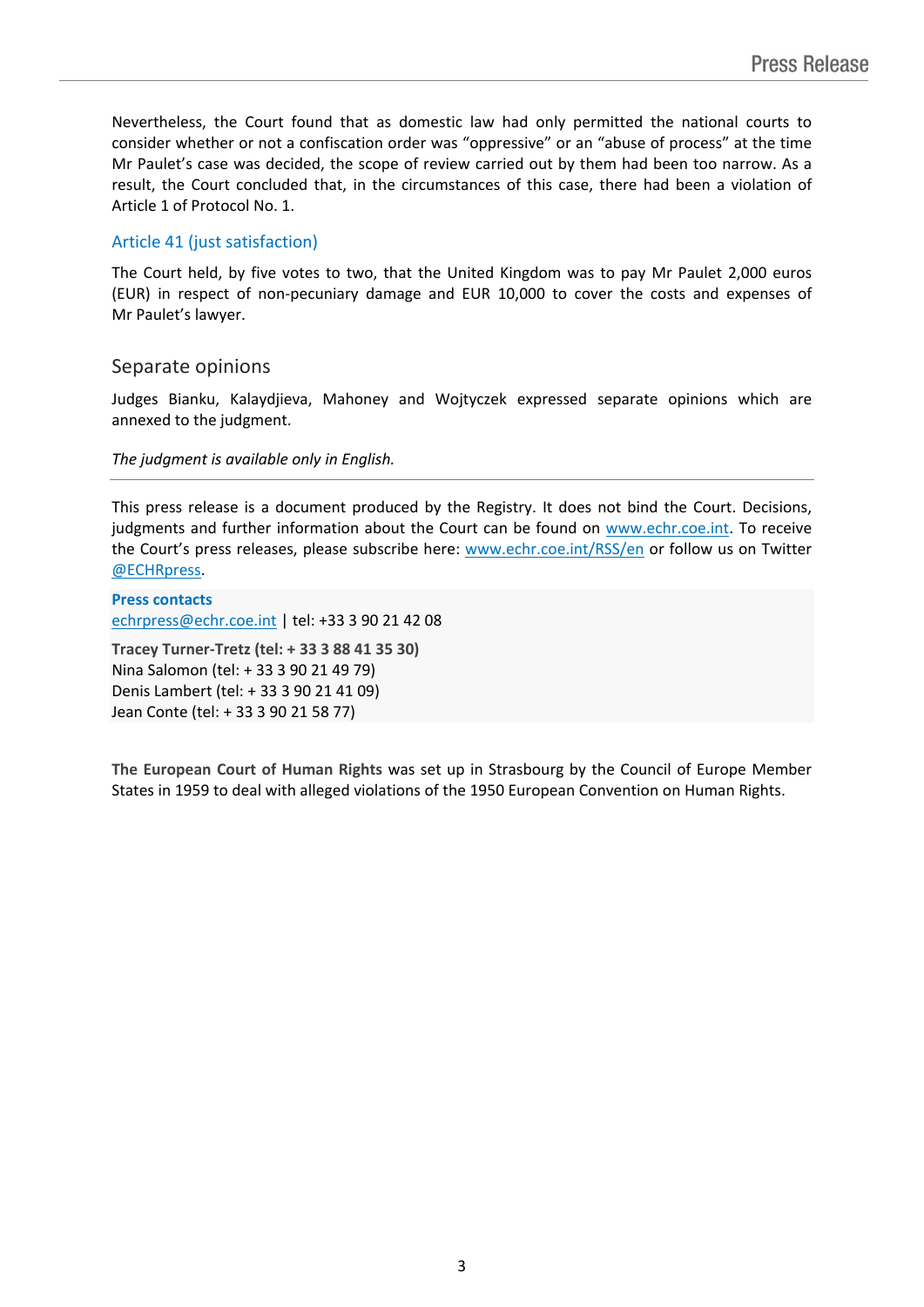Nevertheless, the Court found that as domestic law had only permitted the national courts to consider whether or not a confiscation order was "oppressive" or an "abuse of process" at the time Mr Paulet's case was decided, the scope of review carried out by them had been too narrow. As a result, the Court concluded that, in the circumstances of this case, there had been a violation of Article 1 of Protocol No. 1.

### Article 41 (just satisfaction)

The Court held, by five votes to two, that the United Kingdom was to pay Mr Paulet 2,000 euros (EUR) in respect of non-pecuniary damage and EUR 10,000 to cover the costs and expenses of Mr Paulet's lawyer.

## Separate opinions

Judges Bianku, Kalaydjieva, Mahoney and Wojtyczek expressed separate opinions which are annexed to the judgment.

*The judgment is available only in English.*

---

This press release is a document produced by the Registry. It does not bind the Court. Decisions, judgments and further information about the Court can be found on www.echr.coe.int. To receive the Court's press releases, please subscribe here: www.echr.coe.int/RSS/en or follow us on Twitter @ECHRpress.

**Press contacts**
echrpress@echr.coe.int | tel: +33 3 90 21 42 08

**Tracey Turner-Tretz (tel: + 33 3 88 41 35 30)**
Nina Salomon (tel: + 33 3 90 21 49 79)
Denis Lambert (tel: + 33 3 90 21 41 09)
Jean Conte (tel: + 33 3 90 21 58 77)

**The European Court of Human Rights** was set up in Strasbourg by the Council of Europe Member States in 1959 to deal with alleged violations of the 1950 European Convention on Human Rights.